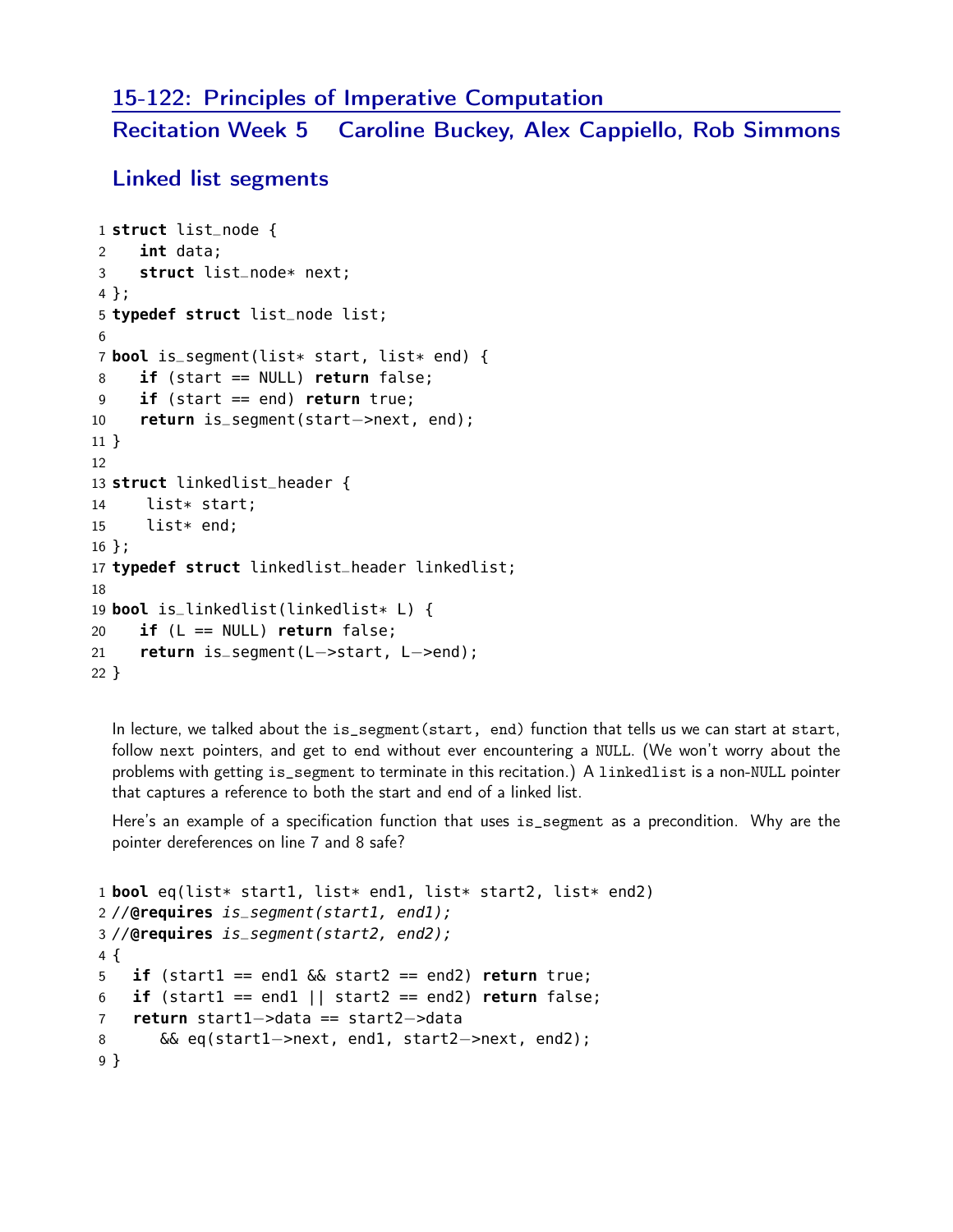## 15-122: Principles of Imperative Computation

### Recitation Week 5 Caroline Buckey, Alex Cappiello, Rob Simmons

### Linked list segments

```
1 struct list_node {
2   int data;
3   struct list_node* next;
4 };
5 typedef struct list_node list;
6
7 bool is_segment(list* start, list* end) {
8   if (start == NULL) return false;
9   if (start == end) return true;
10  return is_segment(start->next, end);
11 }
12
13 struct linkedlist_header {
14    list* start;
15    list* end;
16 };
17 typedef struct linkedlist_header linkedlist;
18
19 bool is_linkedlist(linkedlist* L) {
20   if (L == NULL) return false;
21   return is_segment(L->start, L->end);
22 }
```

In lecture, we talked about the `is_segment(start, end)` function that tells us we can start at `start`, follow `next` pointers, and get to `end` without ever encountering a `NULL`. (We won't worry about the problems with getting `is_segment` to terminate in this recitation.) A `linkedlist` is a non-`NULL` pointer that captures a reference to both the start and end of a linked list.

Here's an example of a specification function that uses `is_segment` as a precondition. Why are the pointer dereferences on line 7 and 8 safe?

```
1 bool eq(list* start1, list* end1, list* start2, list* end2)
2 //@requires is_segment(start1, end1);
3 //@requires is_segment(start2, end2);
4 {
5   if (start1 == end1 && start2 == end2) return true;
6   if (start1 == end1 || start2 == end2) return false;
7   return start1->data == start2->data
8     && eq(start1->next, end1, start2->next, end2);
9 }
```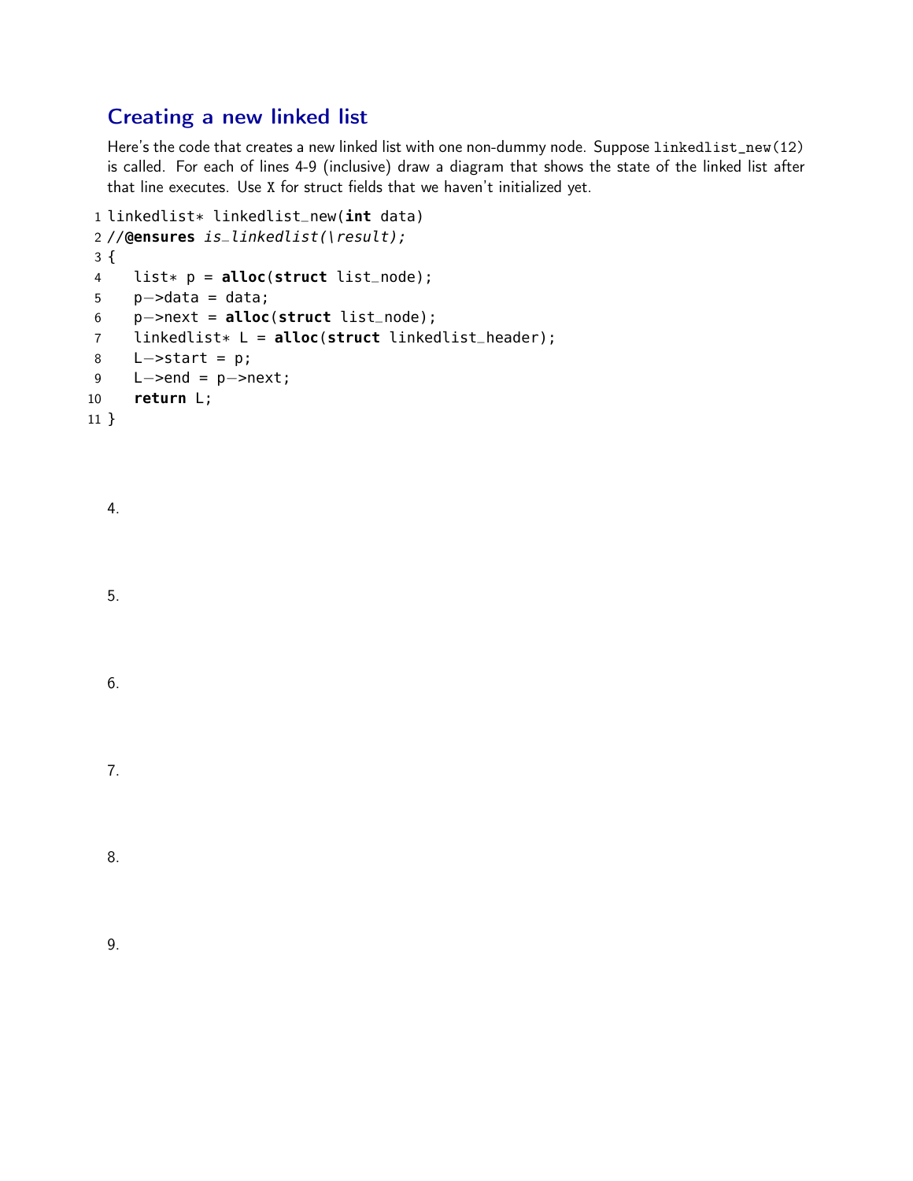## Creating a new linked list

Here's the code that creates a new linked list with one non-dummy node. Suppose `linkedlist_new(12)` is called. For each of lines 4-9 (inclusive) draw a diagram that shows the state of the linked list after that line executes. Use `X` for struct fields that we haven't initialized yet.

```
1 linkedlist* linkedlist_new(int data)
2 //@ensures is_linkedlist(\result);
3 {
4   list* p = alloc(struct list_node);
5   p->data = data;
6   p->next = alloc(struct list_node);
7   linkedlist* L = alloc(struct linkedlist_header);
8   L->start = p;
9   L->end = p->next;
10  return L;
11 }
```

4.

5.

6.

7.

8.

9.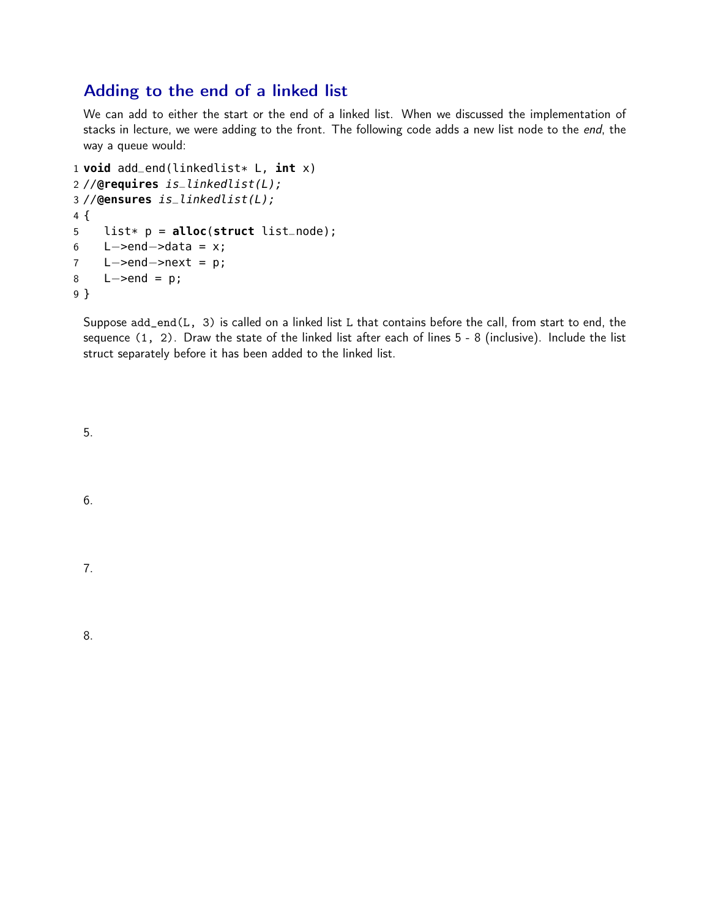## Adding to the end of a linked list

We can add to either the start or the end of a linked list. When we discussed the implementation of stacks in lecture, we were adding to the front. The following code adds a new list node to the *end*, the way a queue would:

```
1 void add_end(linkedlist* L, int x)
2 //@requires is_linkedlist(L);
3 //@ensures is_linkedlist(L);
4 {
5    list* p = alloc(struct list_node);
6    L->end->data = x;
7    L->end->next = p;
8    L->end = p;
9 }
```

Suppose `add_end(L, 3)` is called on a linked list `L` that contains before the call, from start to end, the sequence `(1, 2)`. Draw the state of the linked list after each of lines 5 - 8 (inclusive). Include the list struct separately before it has been added to the linked list.

5.

6.

7.

8.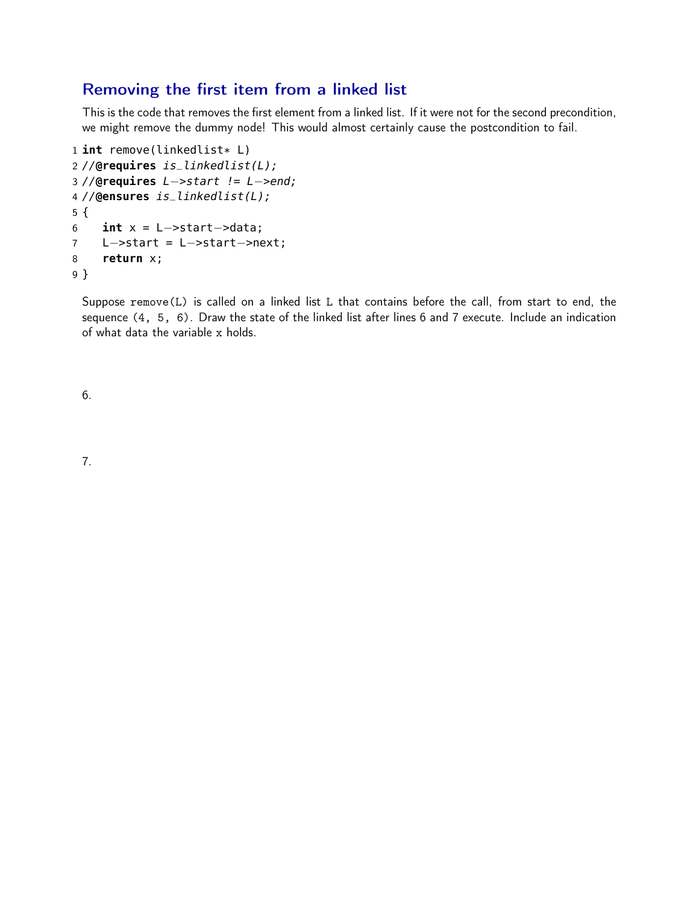## Removing the first item from a linked list

This is the code that removes the first element from a linked list. If it were not for the second precondition, we might remove the dummy node! This would almost certainly cause the postcondition to fail.

```
1 int remove(linkedlist* L)
2 //@requires is_linkedlist(L);
3 //@requires L->start != L->end;
4 //@ensures is_linkedlist(L);
5 {
6   int x = L->start->data;
7   L->start = L->start->next;
8   return x;
9 }
```

Suppose `remove(L)` is called on a linked list `L` that contains before the call, from start to end, the sequence `(4, 5, 6)`. Draw the state of the linked list after lines 6 and 7 execute. Include an indication of what data the variable `x` holds.

6.

7.